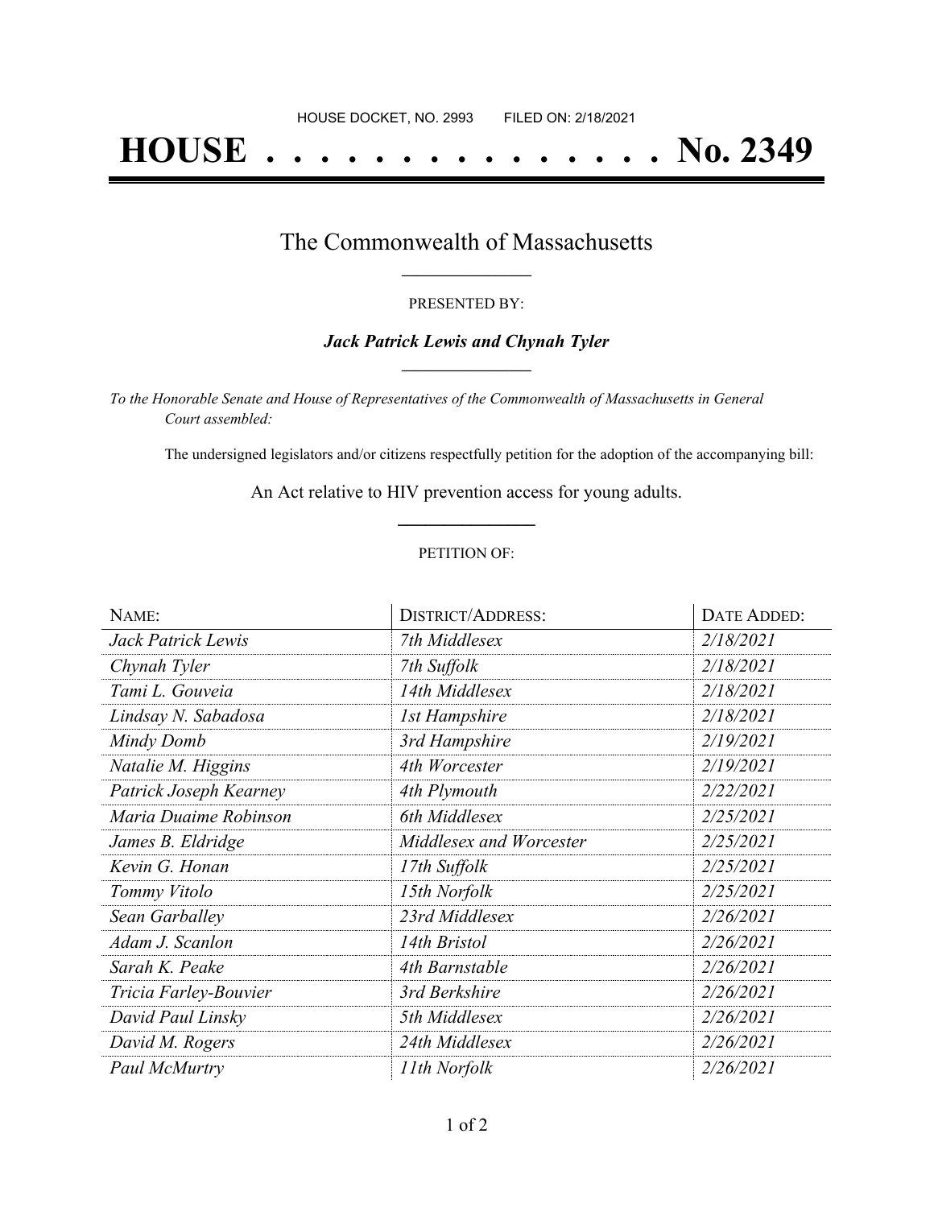HOUSE DOCKET, NO. 2993        FILED ON: 2/18/2021

# HOUSE . . . . . . . . . . . . . . . No. 2349

## The Commonwealth of Massachusetts

PRESENTED BY:

***Jack Patrick Lewis and Chynah Tyler***

*To the Honorable Senate and House of Representatives of the Commonwealth of Massachusetts in General Court assembled:*

The undersigned legislators and/or citizens respectfully petition for the adoption of the accompanying bill:

An Act relative to HIV prevention access for young adults.

PETITION OF:

| NAME: | DISTRICT/ADDRESS: | DATE ADDED: |
| --- | --- | --- |
| *Jack Patrick Lewis* | *7th Middlesex* | *2/18/2021* |
| *Chynah Tyler* | *7th Suffolk* | *2/18/2021* |
| *Tami L. Gouveia* | *14th Middlesex* | *2/18/2021* |
| *Lindsay N. Sabadosa* | *1st Hampshire* | *2/18/2021* |
| *Mindy Domb* | *3rd Hampshire* | *2/19/2021* |
| *Natalie M. Higgins* | *4th Worcester* | *2/19/2021* |
| *Patrick Joseph Kearney* | *4th Plymouth* | *2/22/2021* |
| *Maria Duaime Robinson* | *6th Middlesex* | *2/25/2021* |
| *James B. Eldridge* | *Middlesex and Worcester* | *2/25/2021* |
| *Kevin G. Honan* | *17th Suffolk* | *2/25/2021* |
| *Tommy Vitolo* | *15th Norfolk* | *2/25/2021* |
| *Sean Garballey* | *23rd Middlesex* | *2/26/2021* |
| *Adam J. Scanlon* | *14th Bristol* | *2/26/2021* |
| *Sarah K. Peake* | *4th Barnstable* | *2/26/2021* |
| *Tricia Farley-Bouvier* | *3rd Berkshire* | *2/26/2021* |
| *David Paul Linsky* | *5th Middlesex* | *2/26/2021* |
| *David M. Rogers* | *24th Middlesex* | *2/26/2021* |
| *Paul McMurtry* | *11th Norfolk* | *2/26/2021* |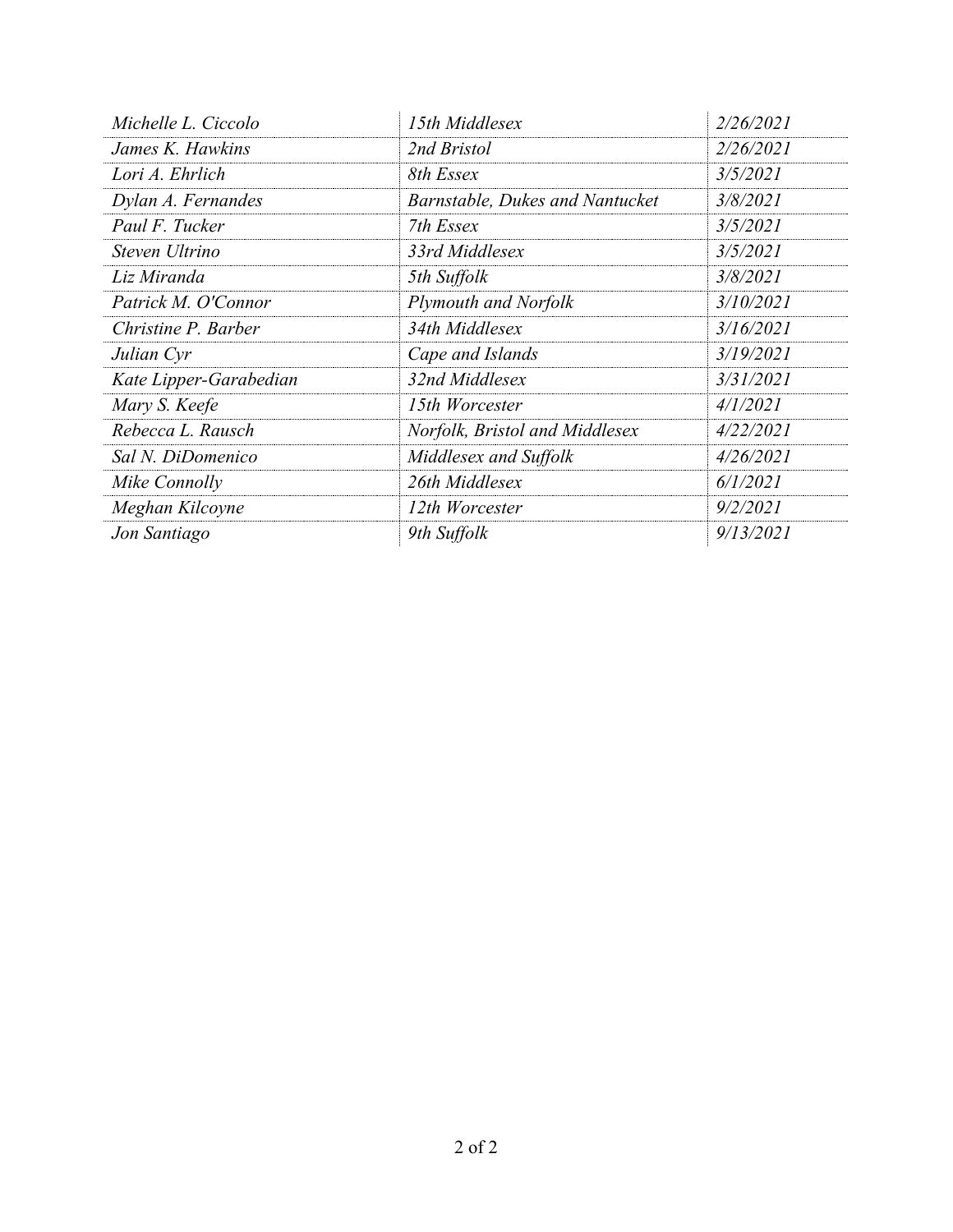| *Michelle L. Ciccolo* | *15th Middlesex* | *2/26/2021* |
|---|---|---|
| *James K. Hawkins* | *2nd Bristol* | *2/26/2021* |
| *Lori A. Ehrlich* | *8th Essex* | *3/5/2021* |
| *Dylan A. Fernandes* | *Barnstable, Dukes and Nantucket* | *3/8/2021* |
| *Paul F. Tucker* | *7th Essex* | *3/5/2021* |
| *Steven Ultrino* | *33rd Middlesex* | *3/5/2021* |
| *Liz Miranda* | *5th Suffolk* | *3/8/2021* |
| *Patrick M. O'Connor* | *Plymouth and Norfolk* | *3/10/2021* |
| *Christine P. Barber* | *34th Middlesex* | *3/16/2021* |
| *Julian Cyr* | *Cape and Islands* | *3/19/2021* |
| *Kate Lipper-Garabedian* | *32nd Middlesex* | *3/31/2021* |
| *Mary S. Keefe* | *15th Worcester* | *4/1/2021* |
| *Rebecca L. Rausch* | *Norfolk, Bristol and Middlesex* | *4/22/2021* |
| *Sal N. DiDomenico* | *Middlesex and Suffolk* | *4/26/2021* |
| *Mike Connolly* | *26th Middlesex* | *6/1/2021* |
| *Meghan Kilcoyne* | *12th Worcester* | *9/2/2021* |
| *Jon Santiago* | *9th Suffolk* | *9/13/2021* |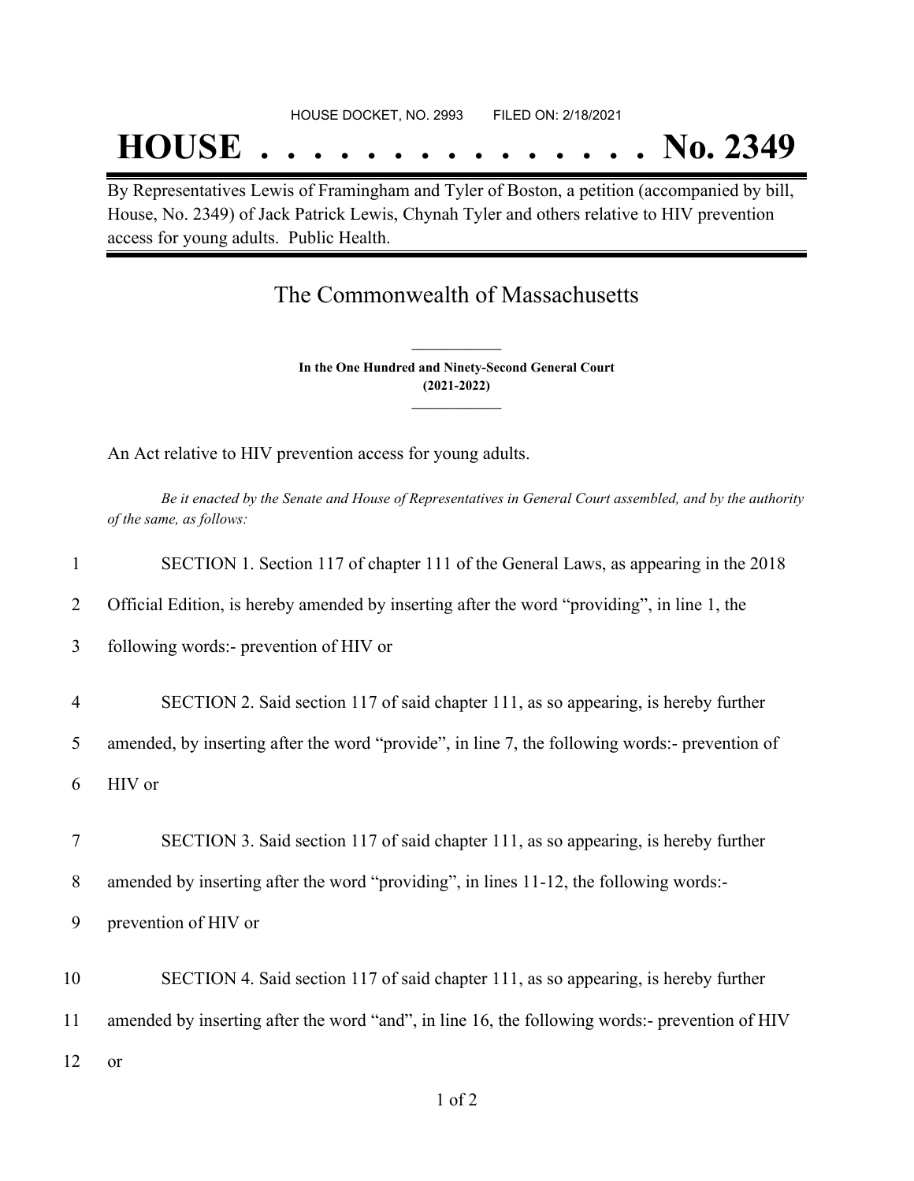HOUSE DOCKET, NO. 2993 FILED ON: 2/18/2021

# HOUSE . . . . . . . . . . . . . . . No. 2349

By Representatives Lewis of Framingham and Tyler of Boston, a petition (accompanied by bill, House, No. 2349) of Jack Patrick Lewis, Chynah Tyler and others relative to HIV prevention access for young adults. Public Health.

## The Commonwealth of Massachusetts

**In the One Hundred and Ninety-Second General Court**
**(2021-2022)**

An Act relative to HIV prevention access for young adults.

*Be it enacted by the Senate and House of Representatives in General Court assembled, and by the authority of the same, as follows:*

1 SECTION 1. Section 117 of chapter 111 of the General Laws, as appearing in the 2018
2 Official Edition, is hereby amended by inserting after the word "providing", in line 1, the
3 following words:- prevention of HIV or

4 SECTION 2. Said section 117 of said chapter 111, as so appearing, is hereby further
5 amended, by inserting after the word "provide", in line 7, the following words:- prevention of
6 HIV or

7 SECTION 3. Said section 117 of said chapter 111, as so appearing, is hereby further
8 amended by inserting after the word "providing", in lines 11-12, the following words:-
9 prevention of HIV or

10 SECTION 4. Said section 117 of said chapter 111, as so appearing, is hereby further
11 amended by inserting after the word "and", in line 16, the following words:- prevention of HIV
12 or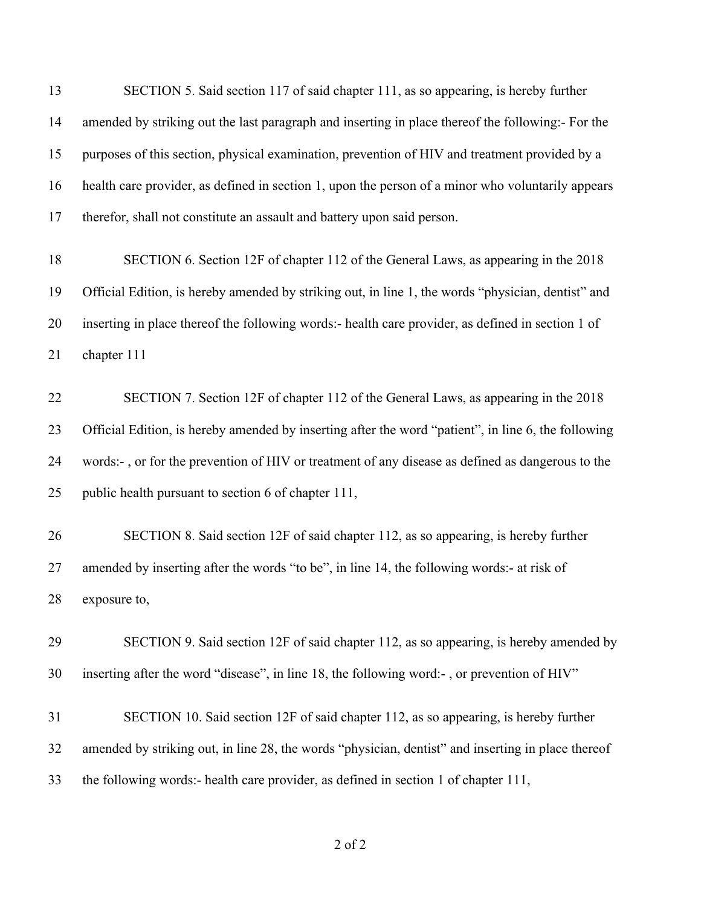SECTION 5. Said section 117 of said chapter 111, as so appearing, is hereby further amended by striking out the last paragraph and inserting in place thereof the following:- For the purposes of this section, physical examination, prevention of HIV and treatment provided by a health care provider, as defined in section 1, upon the person of a minor who voluntarily appears therefor, shall not constitute an assault and battery upon said person.

SECTION 6. Section 12F of chapter 112 of the General Laws, as appearing in the 2018 Official Edition, is hereby amended by striking out, in line 1, the words "physician, dentist" and inserting in place thereof the following words:- health care provider, as defined in section 1 of chapter 111

SECTION 7. Section 12F of chapter 112 of the General Laws, as appearing in the 2018 Official Edition, is hereby amended by inserting after the word "patient", in line 6, the following words:- , or for the prevention of HIV or treatment of any disease as defined as dangerous to the public health pursuant to section 6 of chapter 111,

SECTION 8. Said section 12F of said chapter 112, as so appearing, is hereby further amended by inserting after the words "to be", in line 14, the following words:- at risk of exposure to,

SECTION 9. Said section 12F of said chapter 112, as so appearing, is hereby amended by inserting after the word "disease", in line 18, the following word:- , or prevention of HIV"

SECTION 10. Said section 12F of said chapter 112, as so appearing, is hereby further amended by striking out, in line 28, the words "physician, dentist" and inserting in place thereof the following words:- health care provider, as defined in section 1 of chapter 111,